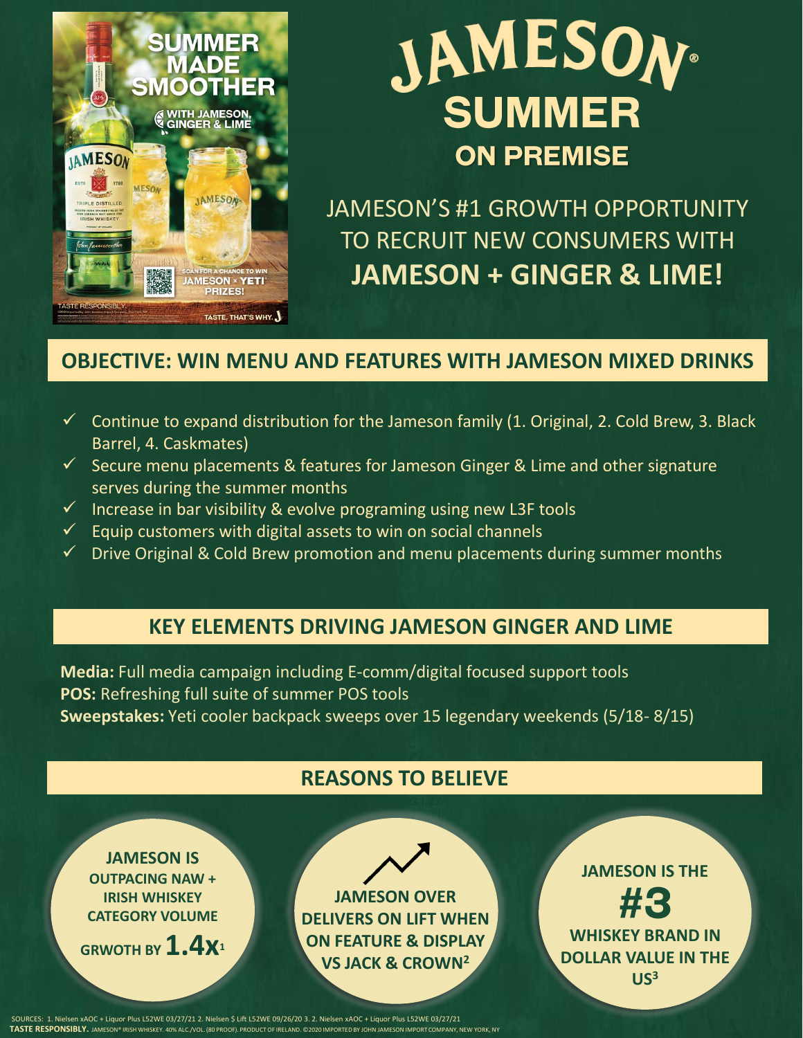# JAMESON SUMMER ON PREMISE

JAMESON'S #1 GROWTH OPPORTUNITY TO RECRUIT NEW CONSUMERS WITH **JAMESON + GINGER & LIME!**

## OBJECTIVE: WIN MENU AND FEATURES WITH JAMESON MIXED DRINKS

- ✓ Continue to expand distribution for the Jameson family (1. Original, 2. Cold Brew, 3. Black Barrel, 4. Caskmates)
- ✓ Secure menu placements & features for Jameson Ginger & Lime and other signature serves during the summer months
- ✓ Increase in bar visibility & evolve programing using new L3F tools
- ✓ Equip customers with digital assets to win on social channels
- ✓ Drive Original & Cold Brew promotion and menu placements during summer months

## KEY ELEMENTS DRIVING JAMESON GINGER AND LIME

**Media:** Full media campaign including E-comm/digital focused support tools
**POS:** Refreshing full suite of summer POS tools
**Sweepstakes:** Yeti cooler backpack sweeps over 15 legendary weekends (5/18- 8/15)

## REASONS TO BELIEVE

**JAMESON IS OUTPACING NAW + IRISH WHISKEY CATEGORY VOLUME GRWOTH BY 1.4X**[1]

**JAMESON OVER DELIVERS ON LIFT WHEN ON FEATURE & DISPLAY VS JACK & CROWN**[2]

**JAMESON IS THE #3 WHISKEY BRAND IN DOLLAR VALUE IN THE US**[3]

SOURCES: 1. Nielsen xAOC + Liquor Plus L52WE 03/27/21 2. Nielsen $ Lift L52WE 09/26/20 3. 2. Nielsen xAOC + Liquor Plus L52WE 03/27/21

**TASTE RESPONSIBLY.** JAMESON® IRISH WHISKEY. 40% ALC./VOL. (80 PROOF). PRODUCT OF IRELAND. ©2020 IMPORTED BY JOHN JAMESON IMPORT COMPANY, NEW YORK, NY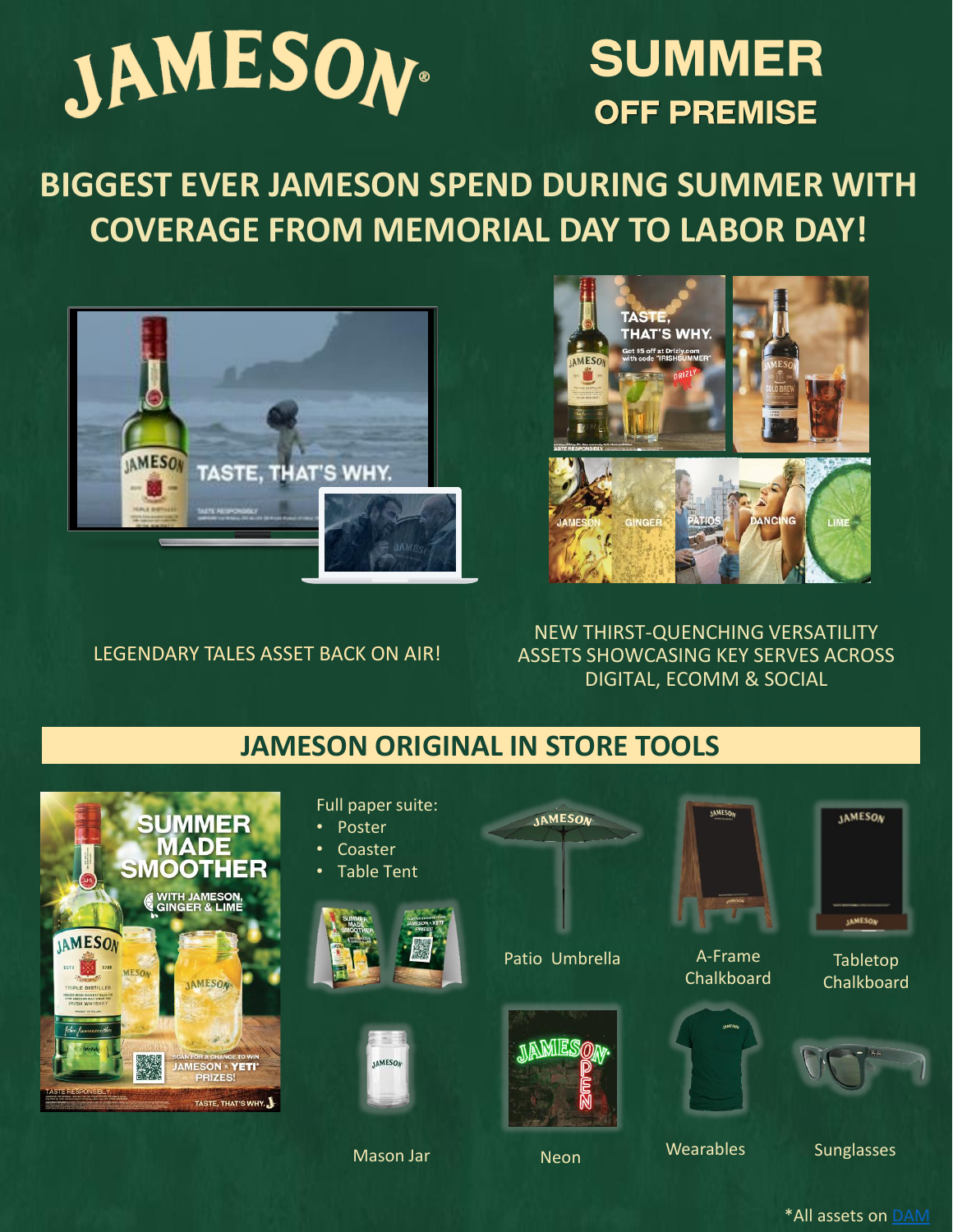# JAMESON

## SUMMER
### OFF PREMISE

## BIGGEST EVER JAMESON SPEND DURING SUMMER WITH COVERAGE FROM MEMORIAL DAY TO LABOR DAY!

LEGENDARY TALES ASSET BACK ON AIR!

NEW THIRST-QUENCHING VERSATILITY ASSETS SHOWCASING KEY SERVES ACROSS DIGITAL, ECOMM & SOCIAL

## JAMESON ORIGINAL IN STORE TOOLS

Full paper suite:
- Poster
- Coaster
- Table Tent

Patio Umbrella

A-Frame Chalkboard

Tabletop Chalkboard

Mason Jar

Neon

Wearables

Sunglasses

*All assets on DAM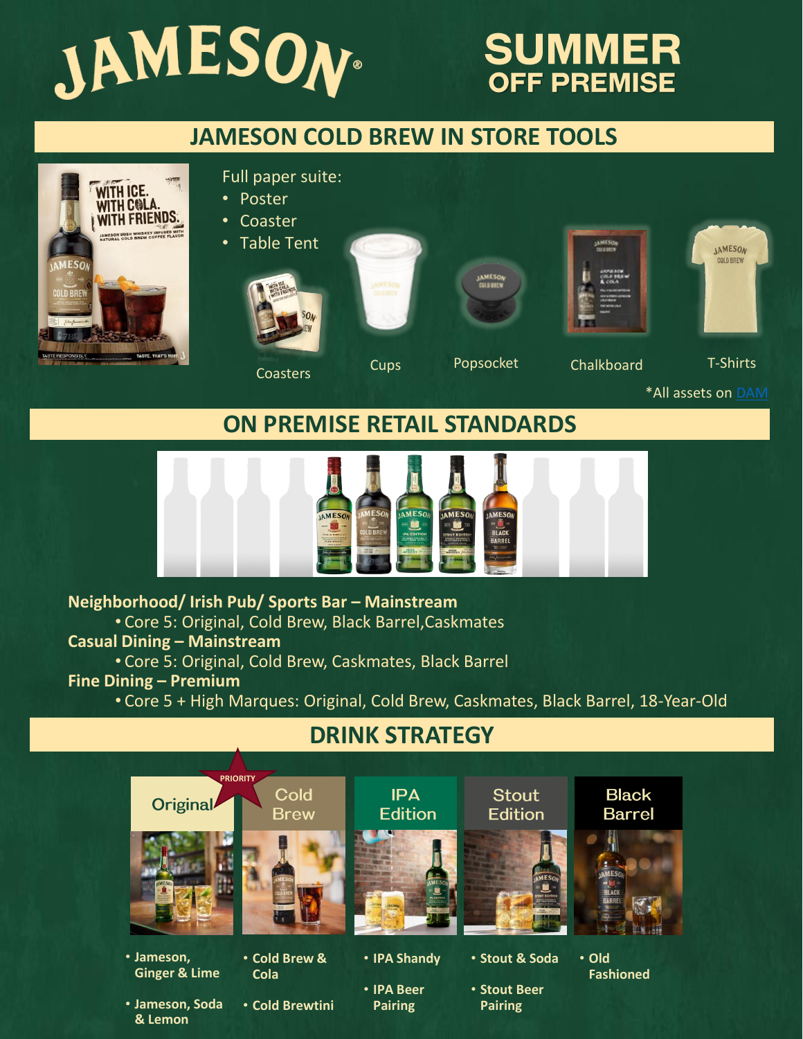# JAMESON

# SUMMER OFF PREMISE

## JAMESON COLD BREW IN STORE TOOLS

Full paper suite:

- Poster
- Coaster
- Table Tent

Coasters

Cups

Popsocket

Chalkboard

T-Shirts

*All assets on DAM

## ON PREMISE RETAIL STANDARDS

**Neighborhood/ Irish Pub/ Sports Bar – Mainstream**

- Core 5: Original, Cold Brew, Black Barrel,Caskmates

**Casual Dining – Mainstream**

- Core 5: Original, Cold Brew, Caskmates, Black Barrel

**Fine Dining – Premium**

- Core 5 + High Marques: Original, Cold Brew, Caskmates, Black Barrel, 18-Year-Old

## DRINK STRATEGY

| Original (PRIORITY) | Cold Brew | IPA Edition | Stout Edition | Black Barrel |
|---|---|---|---|---|
| • Jameson, Ginger & Lime | • Cold Brew & Cola | • IPA Shandy | • Stout & Soda | • Old Fashioned |
| • Jameson, Soda & Lemon | • Cold Brewtini | • IPA Beer Pairing | • Stout Beer Pairing | |